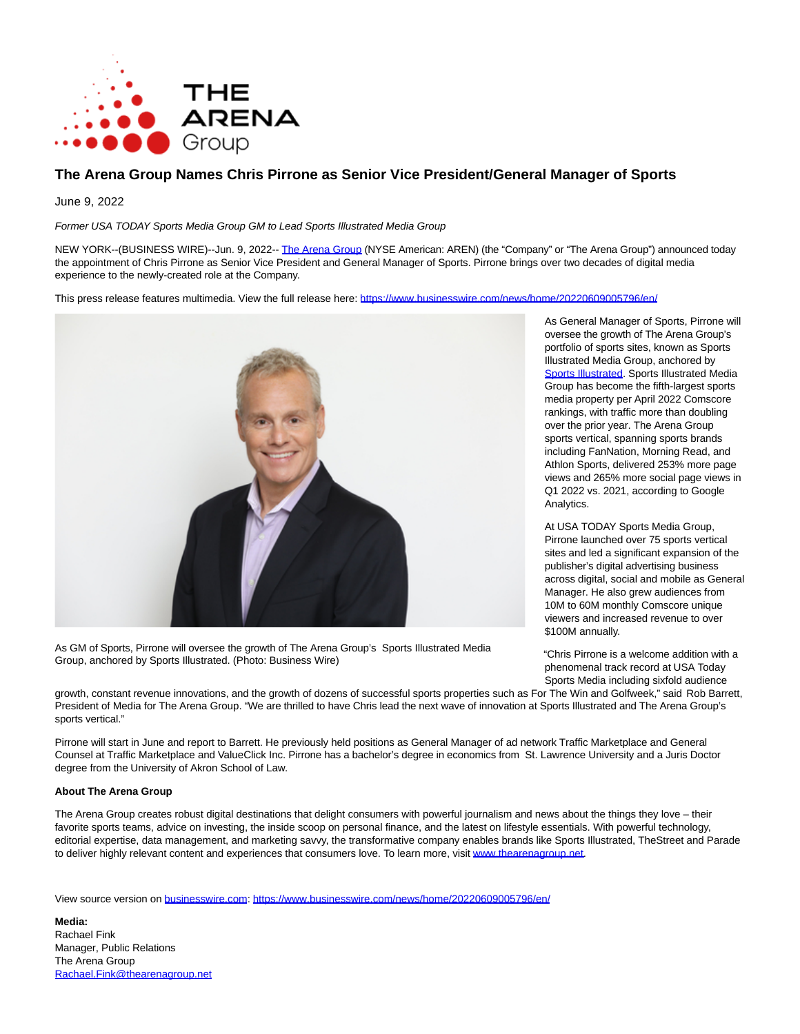# The Arena Group Names Chris Pirrone as Senior Vice President/General Manager of Sports

June 9, 2022

*Former USA TODAY Sports Media Group GM to Lead Sports Illustrated Media Group*

NEW YORK--(BUSINESS WIRE)--Jun. 9, 2022-- [The Arena Group](#) (NYSE American: AREN) (the "Company" or "The Arena Group") announced today the appointment of Chris Pirrone as Senior Vice President and General Manager of Sports. Pirrone brings over two decades of digital media experience to the newly-created role at the Company.

This press release features multimedia. View the full release here: https://www.businesswire.com/news/home/20220609005796/en/

As GM of Sports, Pirrone will oversee the growth of The Arena Group's Sports Illustrated Media Group, anchored by Sports Illustrated. (Photo: Business Wire)

As General Manager of Sports, Pirrone will oversee the growth of The Arena Group's portfolio of sports sites, known as Sports Illustrated Media Group, anchored by [Sports Illustrated](#). Sports Illustrated Media Group has become the fifth-largest sports media property per April 2022 Comscore rankings, with traffic more than doubling over the prior year. The Arena Group sports vertical, spanning sports brands including FanNation, Morning Read, and Athlon Sports, delivered 253% more page views and 265% more social page views in Q1 2022 vs. 2021, according to Google Analytics.

At USA TODAY Sports Media Group, Pirrone launched over 75 sports vertical sites and led a significant expansion of the publisher's digital advertising business across digital, social and mobile as General Manager. He also grew audiences from 10M to 60M monthly Comscore unique viewers and increased revenue to over $100M annually.

"Chris Pirrone is a welcome addition with a phenomenal track record at USA Today Sports Media including sixfold audience growth, constant revenue innovations, and the growth of dozens of successful sports properties such as For The Win and Golfweek," said Rob Barrett, President of Media for The Arena Group. "We are thrilled to have Chris lead the next wave of innovation at Sports Illustrated and The Arena Group's sports vertical."

Pirrone will start in June and report to Barrett. He previously held positions as General Manager of ad network Traffic Marketplace and General Counsel at Traffic Marketplace and ValueClick Inc. Pirrone has a bachelor's degree in economics from St. Lawrence University and a Juris Doctor degree from the University of Akron School of Law.

**About The Arena Group**

The Arena Group creates robust digital destinations that delight consumers with powerful journalism and news about the things they love – their favorite sports teams, advice on investing, the inside scoop on personal finance, and the latest on lifestyle essentials. With powerful technology, editorial expertise, data management, and marketing savvy, the transformative company enables brands like Sports Illustrated, TheStreet and Parade to deliver highly relevant content and experiences that consumers love. To learn more, visit www.thearenagroup.net.

View source version on businesswire.com: https://www.businesswire.com/news/home/20220609005796/en/

**Media:**
Rachael Fink
Manager, Public Relations
The Arena Group
Rachael.Fink@thearenagroup.net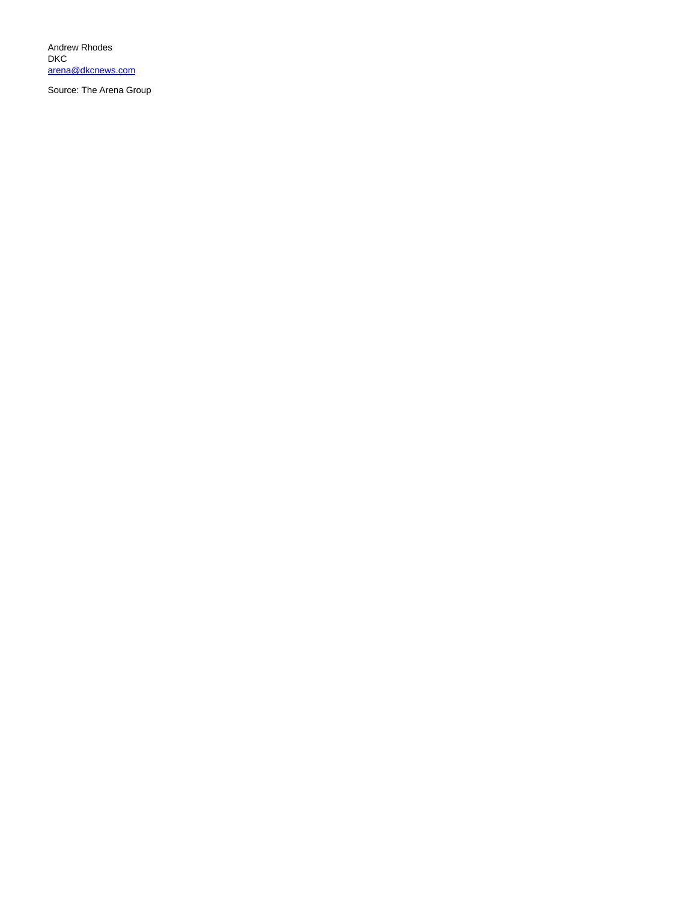Andrew Rhodes
DKC
[arena@dkcnews.com](mailto:arena@dkcnews.com)

Source: The Arena Group